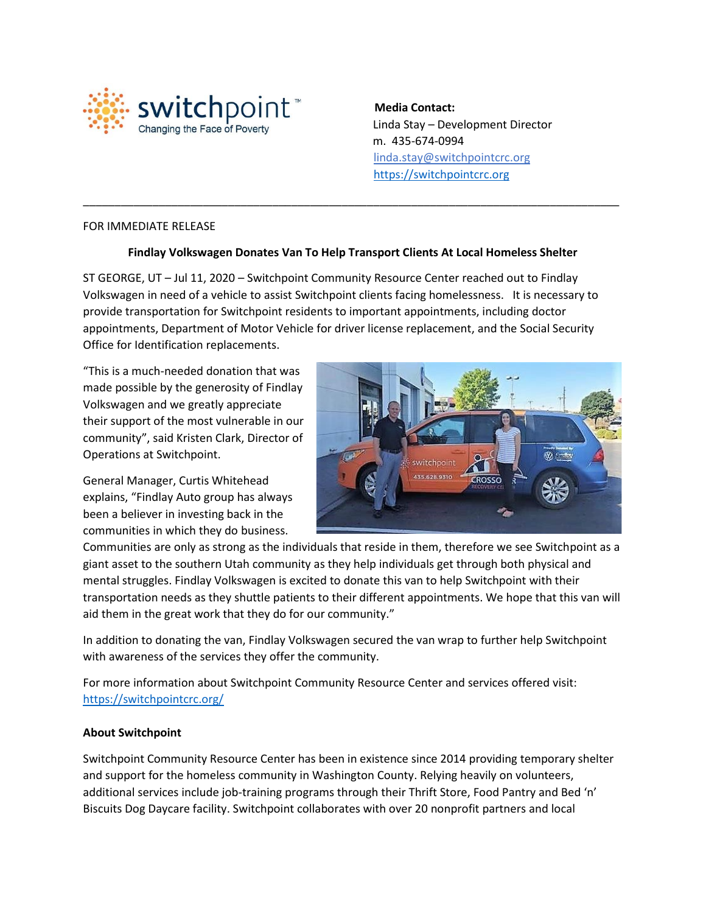switchpoint™
Changing the Face of Poverty

**Media Contact:**
Linda Stay – Development Director
m. 435-674-0994
linda.stay@switchpointcrc.org
https://switchpointcrc.org

---

FOR IMMEDIATE RELEASE

**Findlay Volkswagen Donates Van To Help Transport Clients At Local Homeless Shelter**

ST GEORGE, UT – Jul 11, 2020 – Switchpoint Community Resource Center reached out to Findlay Volkswagen in need of a vehicle to assist Switchpoint clients facing homelessness. It is necessary to provide transportation for Switchpoint residents to important appointments, including doctor appointments, Department of Motor Vehicle for driver license replacement, and the Social Security Office for Identification replacements.

"This is a much-needed donation that was made possible by the generosity of Findlay Volkswagen and we greatly appreciate their support of the most vulnerable in our community", said Kristen Clark, Director of Operations at Switchpoint.

General Manager, Curtis Whitehead explains, "Findlay Auto group has always been a believer in investing back in the communities in which they do business. Communities are only as strong as the individuals that reside in them, therefore we see Switchpoint as a giant asset to the southern Utah community as they help individuals get through both physical and mental struggles. Findlay Volkswagen is excited to donate this van to help Switchpoint with their transportation needs as they shuttle patients to their different appointments. We hope that this van will aid them in the great work that they do for our community."

In addition to donating the van, Findlay Volkswagen secured the van wrap to further help Switchpoint with awareness of the services they offer the community.

For more information about Switchpoint Community Resource Center and services offered visit: https://switchpointcrc.org/

**About Switchpoint**

Switchpoint Community Resource Center has been in existence since 2014 providing temporary shelter and support for the homeless community in Washington County. Relying heavily on volunteers, additional services include job-training programs through their Thrift Store, Food Pantry and Bed 'n' Biscuits Dog Daycare facility. Switchpoint collaborates with over 20 nonprofit partners and local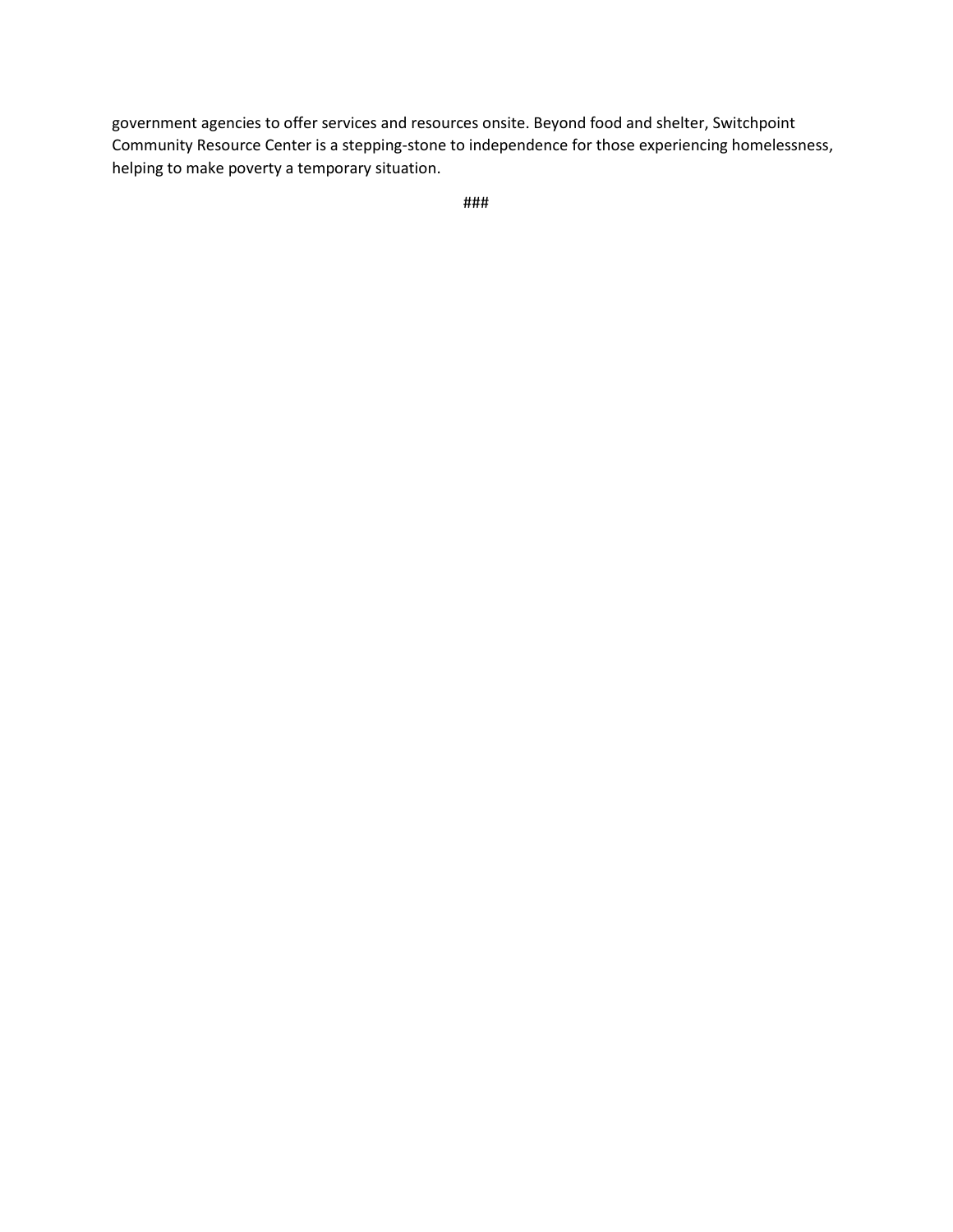government agencies to offer services and resources onsite. Beyond food and shelter, Switchpoint Community Resource Center is a stepping-stone to independence for those experiencing homelessness, helping to make poverty a temporary situation.

###